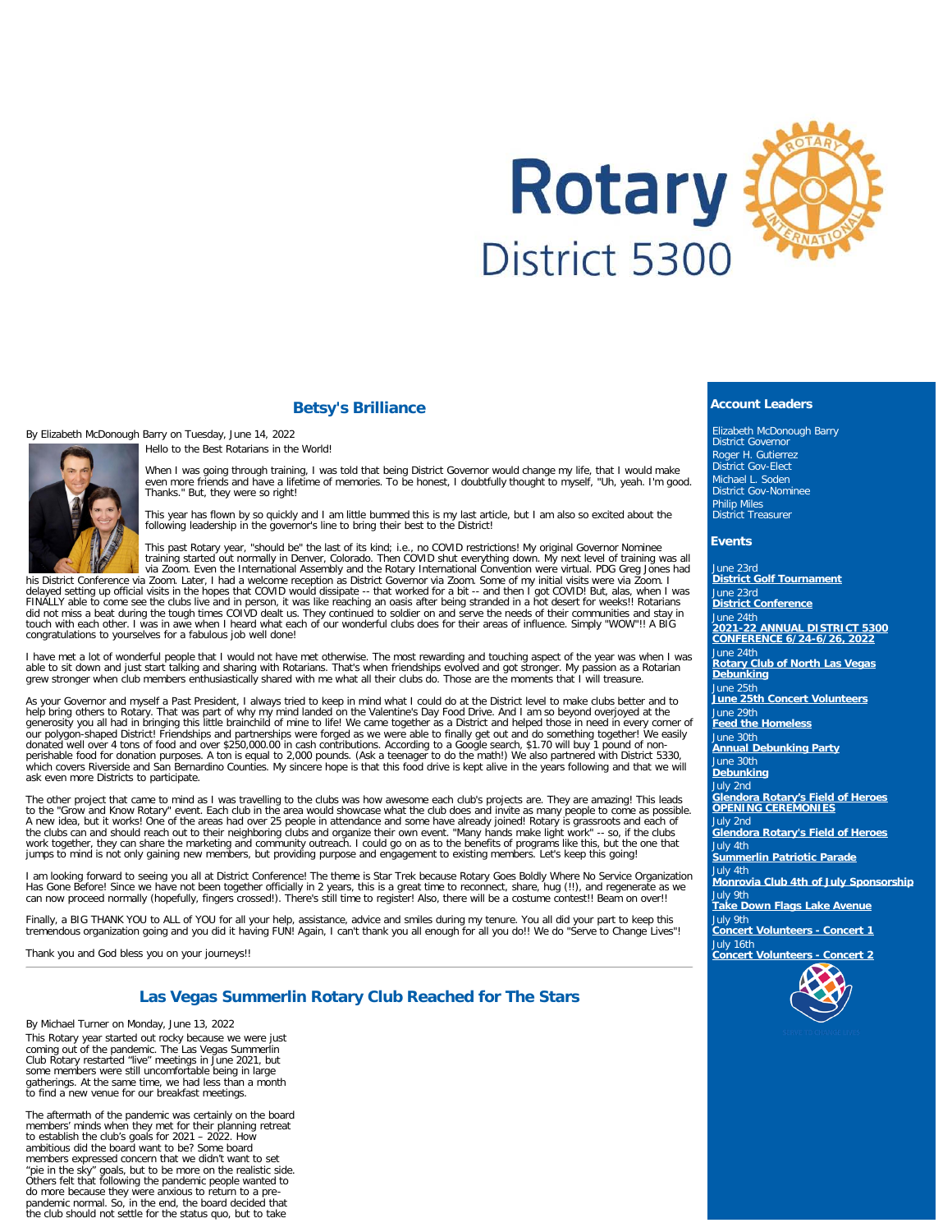Rotary District 5300

## Betsy's Brilliance

By Elizabeth McDonough Barry on Tuesday, June 14, 2022

Hello to the Best Rotarians in the World!

When I was going through training, I was told that being District Governor would change my life, that I would make even more friends and have a lifetime of memories. To be honest, I doubtfully thought to myself, "Uh, yeah. I'm good. Thanks." But, they were so right!

This year has flown by so quickly and I am little bummed this is my last article, but I am also so excited about the following leadership in the governor's line to bring their best to the District!

This past Rotary year, "should be" the last of its kind; i.e., no COVID restrictions! My original Governor Nominee training started out normally in Denver, Colorado. Then COVID shut everything down. My next level of training was all via Zoom. Even the International Assembly and the Rotary International Convention were virtual. PDG Greg Jones had his District Conference via Zoom. Later, I had a welcome reception as District Governor via Zoom. Some of my initial visits were via Zoom. I delayed setting up official visits in the hopes that COVID would dissipate -- that worked for a bit -- and then I got COVID! But, alas, when I was FINALLY able to come see the clubs live and in person, it was like reaching an oasis after being stranded in a hot desert for weeks!! Rotarians did not miss a beat during the tough times COIVD dealt us. They continued to soldier on and serve the needs of their communities and stay in touch with each other. I was in awe when I heard what each of our wonderful clubs does for their areas of influence. Simply "WOW"!! A BIG congratulations to yourselves for a fabulous job well done!

I have met a lot of wonderful people that I would not have met otherwise. The most rewarding and touching aspect of the year was when I was able to sit down and just start talking and sharing with Rotarians. That's when friendships evolved and got stronger. My passion as a Rotarian grew stronger when club members enthusiastically shared with me what all their clubs do. Those are the moments that I will treasure.

As your Governor and myself a Past President, I always tried to keep in mind what I could do at the District level to make clubs better and to help bring others to Rotary. That was part of why my mind landed on the Valentine's Day Food Drive. And I am so beyond overjoyed at the generosity you all had in bringing this little brainchild of mine to life! We came together as a District and helped those in need in every corner of our polygon-shaped District! Friendships and partnerships were forged as we were able to finally get out and do something together! We easily donated well over 4 tons of food and over $250,000.00 in cash contributions. According to a Google search, $1.70 will buy 1 pound of non-perishable food for donation purposes. A ton is equal to 2,000 pounds. (Ask a teenager to do the math!) We also partnered with District 5330, which covers Riverside and San Bernardino Counties. My sincere hope is that this food drive is kept alive in the years following and that we will ask even more Districts to participate.

The other project that came to mind as I was travelling to the clubs was how awesome each club's projects are. They are amazing! This leads to the "Grow and Know Rotary" event. Each club in the area would showcase what the club does and invite as many people to come as possible. A new idea, but it works! One of the areas had over 25 people in attendance and some have already joined! Rotary is grassroots and each of the clubs can and should reach out to their neighboring clubs and organize their own event. "Many hands make light work" -- so, if the clubs work together, they can share the marketing and community outreach. I could go on as to the benefits of programs like this, but the one that jumps to mind is not only gaining new members, but providing purpose and engagement to existing members. Let's keep this going!

I am looking forward to seeing you all at District Conference! The theme is Star Trek because Rotary Goes Boldly Where No Service Organization Has Gone Before! Since we have not been together officially in 2 years, this is a great time to reconnect, share, hug (!!), and regenerate as we can now proceed normally (hopefully, fingers crossed!). There's still time to register! Also, there will be a costume contest!! Beam on over!!

Finally, a BIG THANK YOU to ALL of YOU for all your help, assistance, advice and smiles during my tenure. You all did your part to keep this tremendous organization going and you did it having FUN! Again, I can't thank you all enough for all you do!! We do "Serve to Change Lives"!

Thank you and God bless you on your journeys!!

---

## Las Vegas Summerlin Rotary Club Reached for The Stars

By Michael Turner on Monday, June 13, 2022

This Rotary year started out rocky because we were just coming out of the pandemic. The Las Vegas Summerlin Club Rotary restarted "live" meetings in June 2021, but some members were still uncomfortable being in large gatherings. At the same time, we had less than a month to find a new venue for our breakfast meetings.

The aftermath of the pandemic was certainly on the board members' minds when they met for their planning retreat to establish the club's goals for 2021 – 2022. How ambitious did the board want to be? Some board members expressed concern that we didn't want to set "pie in the sky" goals, but to be more on the realistic side. Others felt that following the pandemic people wanted to do more because they were anxious to return to a pre-pandemic normal. So, in the end, the board decided that the club should not settle for the status quo, but to take

### Account Leaders

Elizabeth McDonough Barry
District Governor

Roger H. Gutierrez
District Gov-Elect

Michael L. Soden
District Gov-Nominee

Philip Miles
District Treasurer

### Events

June 23rd
**District Golf Tournament**

June 23rd
**District Conference**

June 24th
**2021-22 ANNUAL DISTRICT 5300 CONFERENCE 6/24-6/26, 2022**

June 24th
**Rotary Club of North Las Vegas Debunking**

June 25th
**June 25th Concert Volunteers**

June 29th
**Feed the Homeless**

June 30th
**Annual Debunking Party**

June 30th
**Debunking**

July 2nd
**Glendora Rotary's Field of Heroes OPENING CEREMONIES**

July 2nd
**Glendora Rotary's Field of Heroes**

July 4th
**Summerlin Patriotic Parade**

July 4th
**Monrovia Club 4th of July Sponsorship**

July 9th
**Take Down Flags Lake Avenue**

July 9th
**Concert Volunteers - Concert 1**

July 16th
**Concert Volunteers - Concert 2**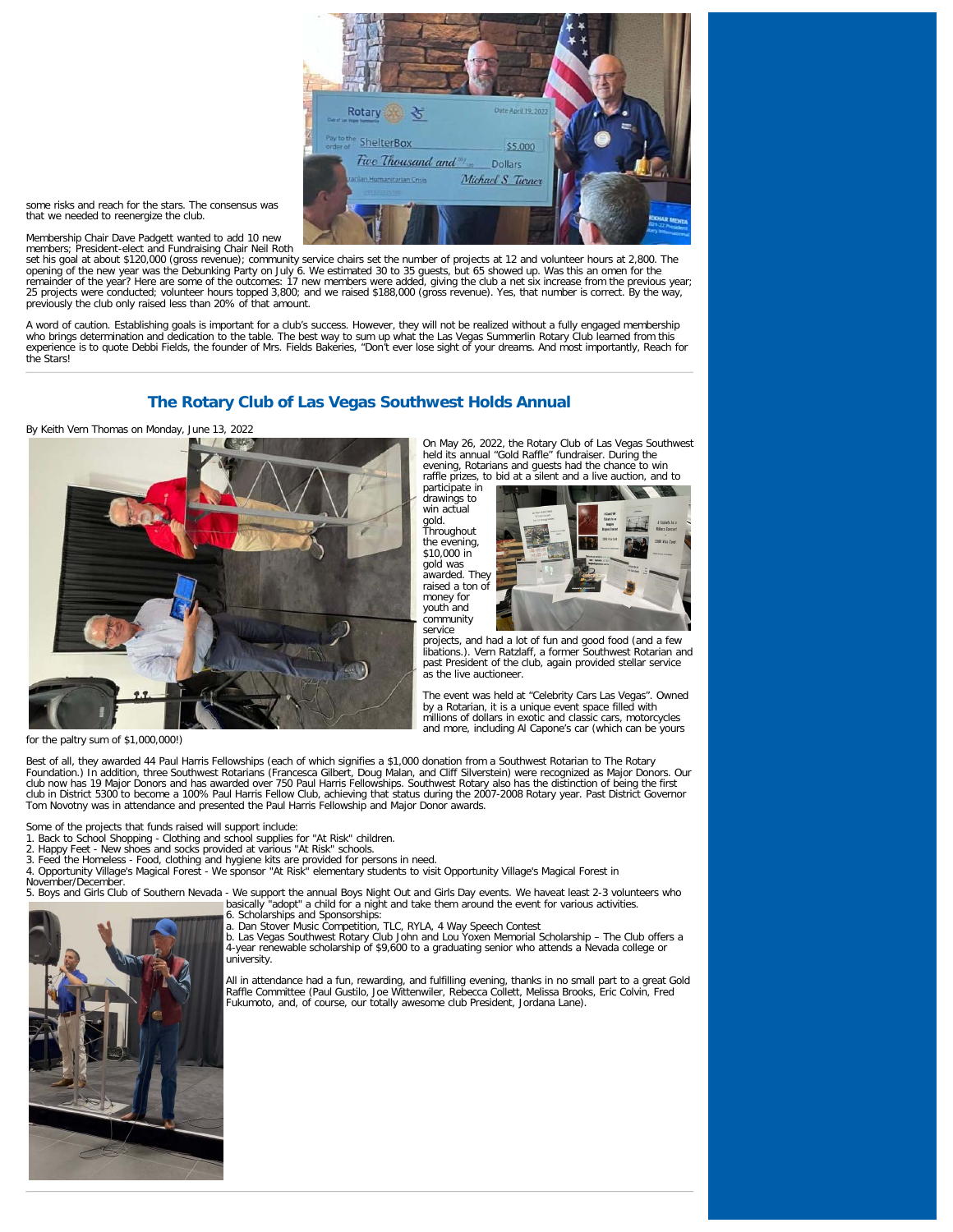some risks and reach for the stars. The consensus was that we needed to reenergize the club.

Membership Chair Dave Padgett wanted to add 10 new members; President-elect and Fundraising Chair Neil Roth set his goal at about $120,000 (gross revenue); community service chairs set the number of projects at 12 and volunteer hours at 2,800. The opening of the new year was the Debunking Party on July 6. We estimated 30 to 35 guests, but 65 showed up. Was this an omen for the remainder of the year? Here are some of the outcomes: 17 new members were added, giving the club a net six increase from the previous year; 25 projects were conducted; volunteer hours topped 3,800; and we raised $188,000 (gross revenue). Yes, that number is correct. By the way, previously the club only raised less than 20% of that amount.

A word of caution. Establishing goals is important for a club's success. However, they will not be realized without a fully engaged membership who brings determination and dedication to the table. The best way to sum up what the Las Vegas Summerlin Rotary Club learned from this experience is to quote Debbi Fields, the founder of Mrs. Fields Bakeries, "Don't ever lose sight of your dreams. And most importantly, Reach for the Stars!

## The Rotary Club of Las Vegas Southwest Holds Annual

By Keith Vern Thomas on Monday, June 13, 2022

On May 26, 2022, the Rotary Club of Las Vegas Southwest held its annual "Gold Raffle" fundraiser. During the evening, Rotarians and guests had the chance to win raffle prizes, to bid at a silent and a live auction, and to participate in drawings to win actual gold. Throughout the evening, $10,000 in gold was awarded. They raised a ton of money for youth and community service projects, and had a lot of fun and good food (and a few libations.). Vern Ratzlaff, a former Southwest Rotarian and past President of the club, again provided stellar service as the live auctioneer.

The event was held at "Celebrity Cars Las Vegas". Owned by a Rotarian, it is a unique event space filled with millions of dollars in exotic and classic cars, motorcycles and more, including Al Capone's car (which can be yours for the paltry sum of $1,000,000!)

Best of all, they awarded 44 Paul Harris Fellowships (each of which signifies a $1,000 donation from a Southwest Rotarian to The Rotary Foundation.) In addition, three Southwest Rotarians (Francesca Gilbert, Doug Malan, and Cliff Silverstein) were recognized as Major Donors. Our club now has 19 Major Donors and has awarded over 750 Paul Harris Fellowships. Southwest Rotary also has the distinction of being the first club in District 5300 to become a 100% Paul Harris Fellow Club, achieving that status during the 2007-2008 Rotary year. Past District Governor Tom Novotny was in attendance and presented the Paul Harris Fellowship and Major Donor awards.

Some of the projects that funds raised will support include:
1. Back to School Shopping - Clothing and school supplies for "At Risk" children.
2. Happy Feet - New shoes and socks provided at various "At Risk" schools.
3. Feed the Homeless - Food, clothing and hygiene kits are provided for persons in need.
4. Opportunity Village's Magical Forest - We sponsor "At Risk" elementary students to visit Opportunity Village's Magical Forest in November/December.
5. Boys and Girls Club of Southern Nevada - We support the annual Boys Night Out and Girls Day events. We haveat least 2-3 volunteers who basically "adopt" a child for a night and take them around the event for various activities.
6. Scholarships and Sponsorships:
a. Dan Stover Music Competition, TLC, RYLA, 4 Way Speech Contest
b. Las Vegas Southwest Rotary Club John and Lou Yoxen Memorial Scholarship – The Club offers a 4-year renewable scholarship of $9,600 to a graduating senior who attends a Nevada college or university.

All in attendance had a fun, rewarding, and fulfilling evening, thanks in no small part to a great Gold Raffle Committee (Paul Gustilo, Joe Wittenwiler, Rebecca Collett, Melissa Brooks, Eric Colvin, Fred Fukumoto, and, of course, our totally awesome club President, Jordana Lane).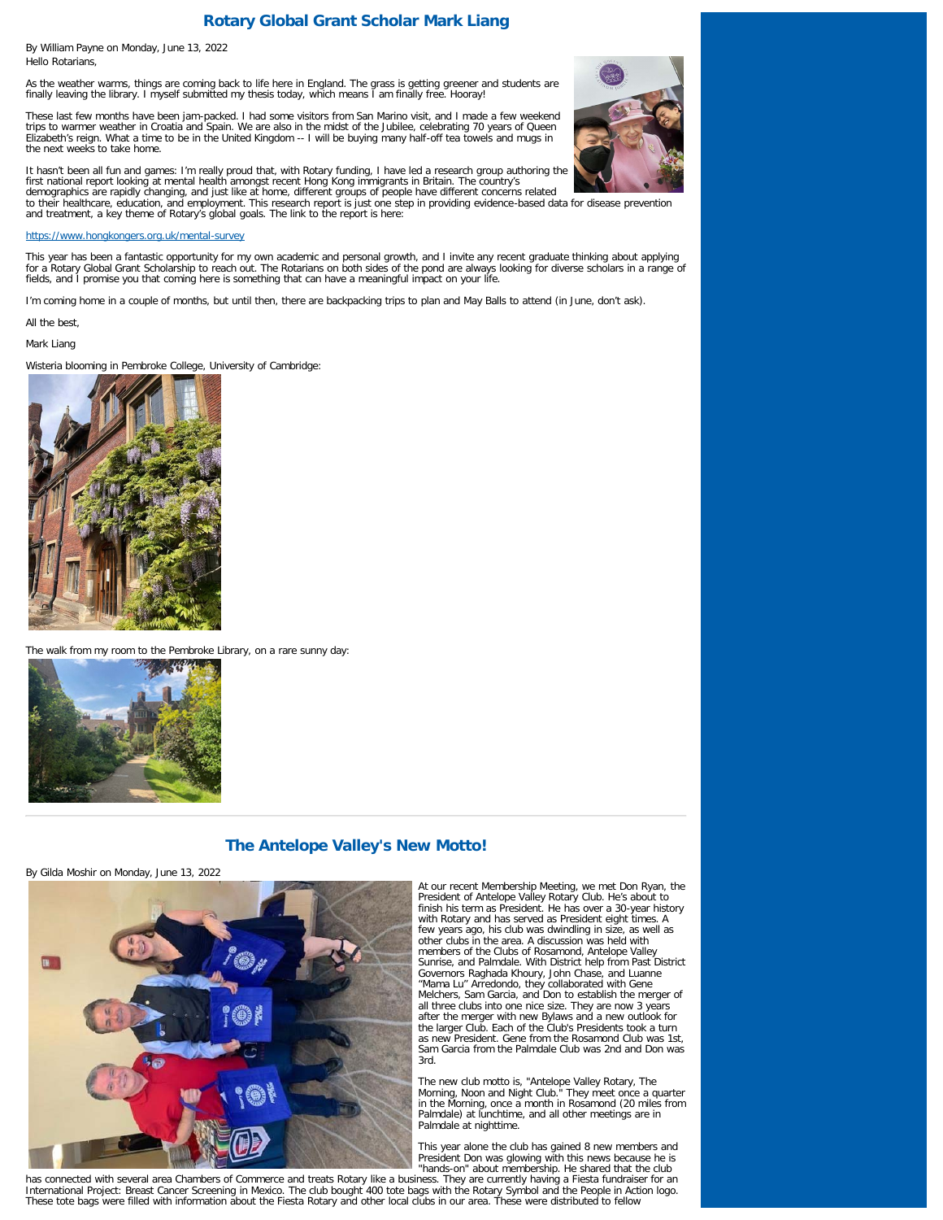## Rotary Global Grant Scholar Mark Liang

By William Payne on Monday, June 13, 2022

Hello Rotarians,

As the weather warms, things are coming back to life here in England. The grass is getting greener and students are finally leaving the library. I myself submitted my thesis today, which means I am finally free. Hooray!

These last few months have been jam-packed. I had some visitors from San Marino visit, and I made a few weekend trips to warmer weather in Croatia and Spain. We are also in the midst of the Jubilee, celebrating 70 years of Queen Elizabeth's reign. What a time to be in the United Kingdom -- I will be buying many half-off tea towels and mugs in the next weeks to take home.

It hasn't been all fun and games: I'm really proud that, with Rotary funding, I have led a research group authoring the first national report looking at mental health amongst recent Hong Kong immigrants in Britain. The country's demographics are rapidly changing, and just like at home, different groups of people have different concerns related to their healthcare, education, and employment. This research report is just one step in providing evidence-based data for disease prevention and treatment, a key theme of Rotary's global goals. The link to the report is here:

https://www.hongkongers.org.uk/mental-survey

This year has been a fantastic opportunity for my own academic and personal growth, and I invite any recent graduate thinking about applying for a Rotary Global Grant Scholarship to reach out. The Rotarians on both sides of the pond are always looking for diverse scholars in a range of fields, and I promise you that coming here is something that can have a meaningful impact on your life.

I'm coming home in a couple of months, but until then, there are backpacking trips to plan and May Balls to attend (in June, don't ask).

All the best,

Mark Liang

Wisteria blooming in Pembroke College, University of Cambridge:

The walk from my room to the Pembroke Library, on a rare sunny day:

---

## The Antelope Valley's New Motto!

By Gilda Moshir on Monday, June 13, 2022

At our recent Membership Meeting, we met Don Ryan, the President of Antelope Valley Rotary Club. He's about to finish his term as President. He has over a 30-year history with Rotary and has served as President eight times. A few years ago, his club was dwindling in size, as well as other clubs in the area. A discussion was held with members of the Clubs of Rosamond, Antelope Valley Sunrise, and Palmdale. With District help from Past District Governors Raghada Khoury, John Chase, and Luanne "Mama Lu" Arredondo, they collaborated with Gene Melchers, Sam Garcia, and Don to establish the merger of all three clubs into one nice size. They are now 3 years after the merger with new Bylaws and a new outlook for the larger Club. Each of the Club's Presidents took a turn as new President. Gene from the Rosamond Club was 1st, Sam Garcia from the Palmdale Club was 2nd and Don was 3rd.

The new club motto is, "Antelope Valley Rotary, The Morning, Noon and Night Club." They meet once a quarter in the Morning, once a month in Rosamond (20 miles from Palmdale) at lunchtime, and all other meetings are in Palmdale at nighttime.

This year alone the club has gained 8 new members and President Don was glowing with this news because he is "hands-on" about membership. He shared that the club has connected with several area Chambers of Commerce and treats Rotary like a business. They are currently having a Fiesta fundraiser for an International Project: Breast Cancer Screening in Mexico. The club bought 400 tote bags with the Rotary Symbol and the People in Action logo. These tote bags were filled with information about the Fiesta Rotary and other local clubs in our area. These were distributed to fellow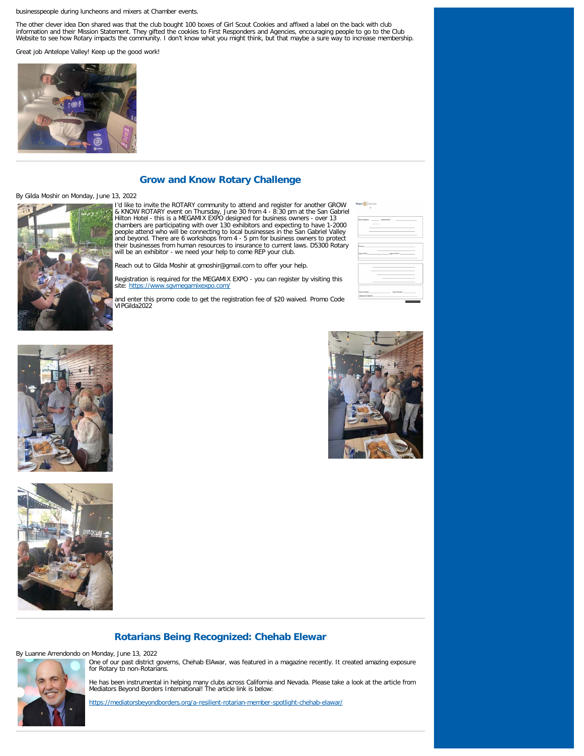businesspeople during luncheons and mixers at Chamber events.

The other clever idea Don shared was that the club bought 100 boxes of Girl Scout Cookies and affixed a label on the back with club information and their Mission Statement. They gifted the cookies to First Responders and Agencies, encouraging people to go to the Club Website to see how Rotary impacts the community. I don't know what you might think, but that maybe a sure way to increase membership.

Great job Antelope Valley! Keep up the good work!

---

## Grow and Know Rotary Challenge

By Gilda Moshir on Monday, June 13, 2022

I'd like to invite the ROTARY community to attend and register for another GROW & KNOW ROTARY event on Thursday, June 30 from 4 - 8:30 pm at the San Gabriel Hilton Hotel - this is a MEGAMIX EXPO designed for business owners - over 13 chambers are participating with over 130 exhibitors and expecting to have 1-2000 people attend who will be connecting to local businesses in the San Gabriel Valley and beyond. There are 6 workshops from 4 - 5 pm for business owners to protect their businesses from human resources to insurance to current laws. D5300 Rotary will be an exhibitor - we need your help to come REP your club.

Reach out to Gilda Moshir at gmoshir@gmail.com to offer your help.

Registration is required for the MEGAMIX EXPO - you can register by visiting this site: https://www.sgvmegamixexpo.com/

and enter this promo code to get the registration fee of $20 waived. Promo Code VIPGilda2022

---

## Rotarians Being Recognized: Chehab Elewar

By Luanne Arrendondo on Monday, June 13, 2022

One of our past district governs, Chehab ElAwar, was featured in a magazine recently. It created amazing exposure for Rotary to non-Rotarians.

He has been instrumental in helping many clubs across California and Nevada. Please take a look at the article from Mediators Beyond Borders International! The article link is below:

https://mediatorsbeyondborders.org/a-resilient-rotarian-member-spotlight-chehab-elawar/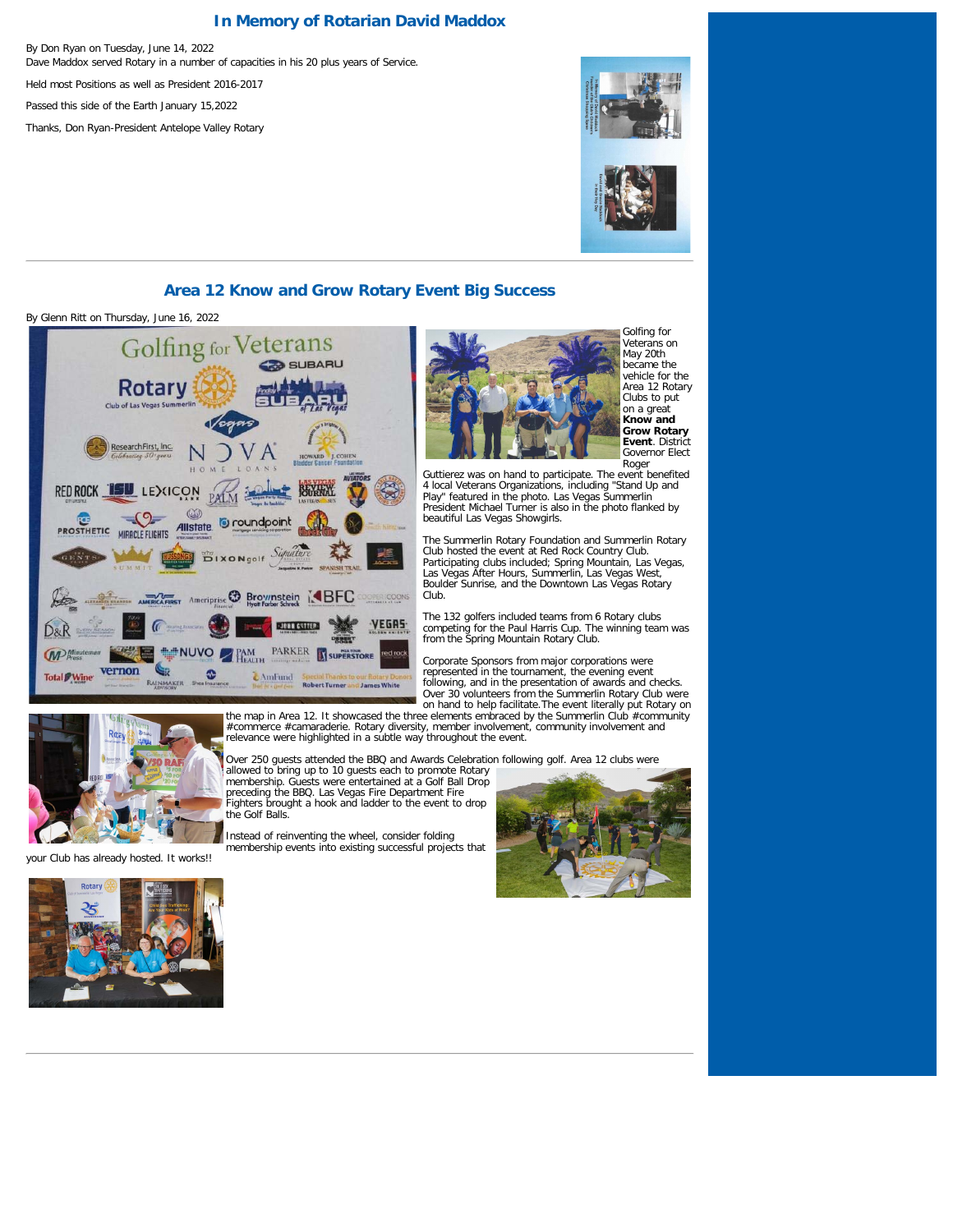## In Memory of Rotarian David Maddox

By Don Ryan on Tuesday, June 14, 2022

Dave Maddox served Rotary in a number of capacities in his 20 plus years of Service.

Held most Positions as well as President 2016-2017

Passed this side of the Earth January 15,2022

Thanks, Don Ryan-President Antelope Valley Rotary

---

## Area 12 Know and Grow Rotary Event Big Success

By Glenn Ritt on Thursday, June 16, 2022

Golfing for Veterans on May 20th became the vehicle for the Area 12 Rotary Clubs to put on a great **Know and Grow Rotary Event**. District Governor Elect Roger Guttierez was on hand to participate. The event benefited 4 local Veterans Organizations, including "Stand Up and Play" featured in the photo. Las Vegas Summerlin President Michael Turner is also in the photo flanked by beautiful Las Vegas Showgirls.

The Summerlin Rotary Foundation and Summerlin Rotary Club hosted the event at Red Rock Country Club. Participating clubs included; Spring Mountain, Las Vegas, Las Vegas After Hours, Summerlin, Las Vegas West, Boulder Sunrise, and the Downtown Las Vegas Rotary Club.

The 132 golfers included teams from 6 Rotary clubs competing for the Paul Harris Cup. The winning team was from the Spring Mountain Rotary Club.

Corporate Sponsors from major corporations were represented in the tournament, the evening event following, and in the presentation of awards and checks. Over 30 volunteers from the Summerlin Rotary Club were on hand to help facilitate.The event literally put Rotary on the map in Area 12. It showcased the three elements embraced by the Summerlin Club #community #commerce #camaraderie. Rotary diversity, member involvement, community involvement and relevance were highlighted in a subtle way throughout the event.

Over 250 guests attended the BBQ and Awards Celebration following golf. Area 12 clubs were allowed to bring up to 10 guests each to promote Rotary membership. Guests were entertained at a Golf Ball Drop preceding the BBQ. Las Vegas Fire Department Fire Fighters brought a hook and ladder to the event to drop the Golf Balls.

Instead of reinventing the wheel, consider folding membership events into existing successful projects that your Club has already hosted. It works!!